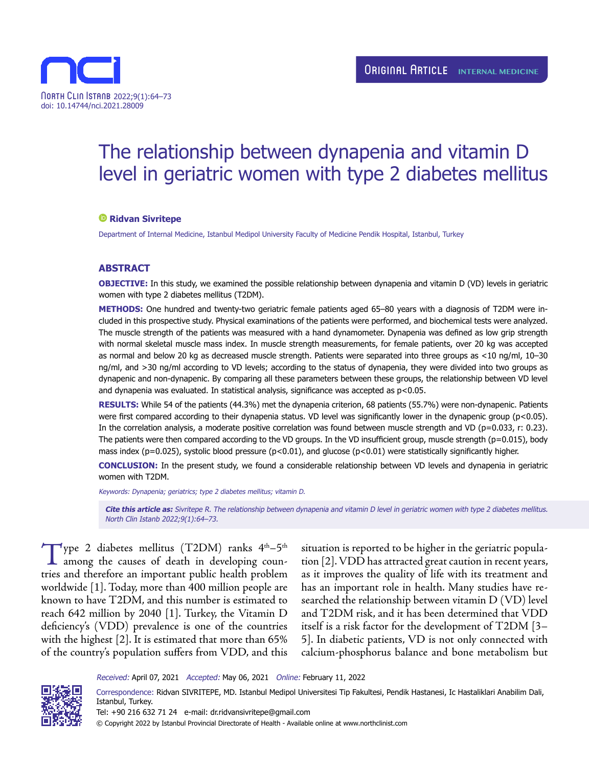ORIGINAL ARTICLE INTERNAL MEDICINE

# The relationship between dynapenia and vitamin D level in geriatric women with type 2 diabetes mellitus

**Ridvan Sivritepe**

Department of Internal Medicine, Istanbul Medipol University Faculty of Medicine Pendik Hospital, Istanbul, Turkey

## ABSTRACT

**OBJECTIVE:** In this study, we examined the possible relationship between dynapenia and vitamin D (VD) levels in geriatric women with type 2 diabetes mellitus (T2DM).

**METHODS:** One hundred and twenty-two geriatric female patients aged 65–80 years with a diagnosis of T2DM were included in this prospective study. Physical examinations of the patients were performed, and biochemical tests were analyzed. The muscle strength of the patients was measured with a hand dynamometer. Dynapenia was defined as low grip strength with normal skeletal muscle mass index. In muscle strength measurements, for female patients, over 20 kg was accepted as normal and below 20 kg as decreased muscle strength. Patients were separated into three groups as <10 ng/ml, 10–30 ng/ml, and >30 ng/ml according to VD levels; according to the status of dynapenia, they were divided into two groups as dynapenic and non-dynapenic. By comparing all these parameters between these groups, the relationship between VD level and dynapenia was evaluated. In statistical analysis, significance was accepted as $p<0.05$.

**RESULTS:** While 54 of the patients (44.3%) met the dynapenia criterion, 68 patients (55.7%) were non-dynapenic. Patients were first compared according to their dynapenia status. VD level was significantly lower in the dynapenic group ($p<0.05$). In the correlation analysis, a moderate positive correlation was found between muscle strength and VD ($p=0.033$, r: 0.23). The patients were then compared according to the VD groups. In the VD insufficient group, muscle strength ($p=0.015$), body mass index ($p=0.025$), systolic blood pressure ($p<0.01$), and glucose ($p<0.01$) were statistically significantly higher.

**CONCLUSION:** In the present study, we found a considerable relationship between VD levels and dynapenia in geriatric women with T2DM.

*Keywords: Dynapenia; geriatrics; type 2 diabetes mellitus; vitamin D.*

***Cite this article as:*** *Sivritepe R. The relationship between dynapenia and vitamin D level in geriatric women with type 2 diabetes mellitus. North Clin Istanb 2022;9(1):64–73.*

Type 2 diabetes mellitus (T2DM) ranks 4th–5th among the causes of death in developing countries and therefore an important public health problem worldwide [1]. Today, more than 400 million people are known to have T2DM, and this number is estimated to reach 642 million by 2040 [1]. Turkey, the Vitamin D deficiency's (VDD) prevalence is one of the countries with the highest [2]. It is estimated that more than 65% of the country's population suffers from VDD, and this situation is reported to be higher in the geriatric population [2]. VDD has attracted great caution in recent years, as it improves the quality of life with its treatment and has an important role in health. Many studies have researched the relationship between vitamin D (VD) level and T2DM risk, and it has been determined that VDD itself is a risk factor for the development of T2DM [3–5]. In diabetic patients, VD is not only connected with calcium-phosphorus balance and bone metabolism but

*Received:* April 07, 2021 *Accepted:* May 06, 2021 *Online:* February 11, 2022

Correspondence: Ridvan SIVRITEPE, MD. Istanbul Medipol Universitesi Tip Fakultesi, Pendik Hastanesi, Ic Hastaliklari Anabilim Dali, Istanbul, Turkey.
Tel: +90 216 632 71 24 e-mail: dr.ridvansivritepe@gmail.com
© Copyright 2022 by Istanbul Provincial Directorate of Health - Available online at www.northclinist.com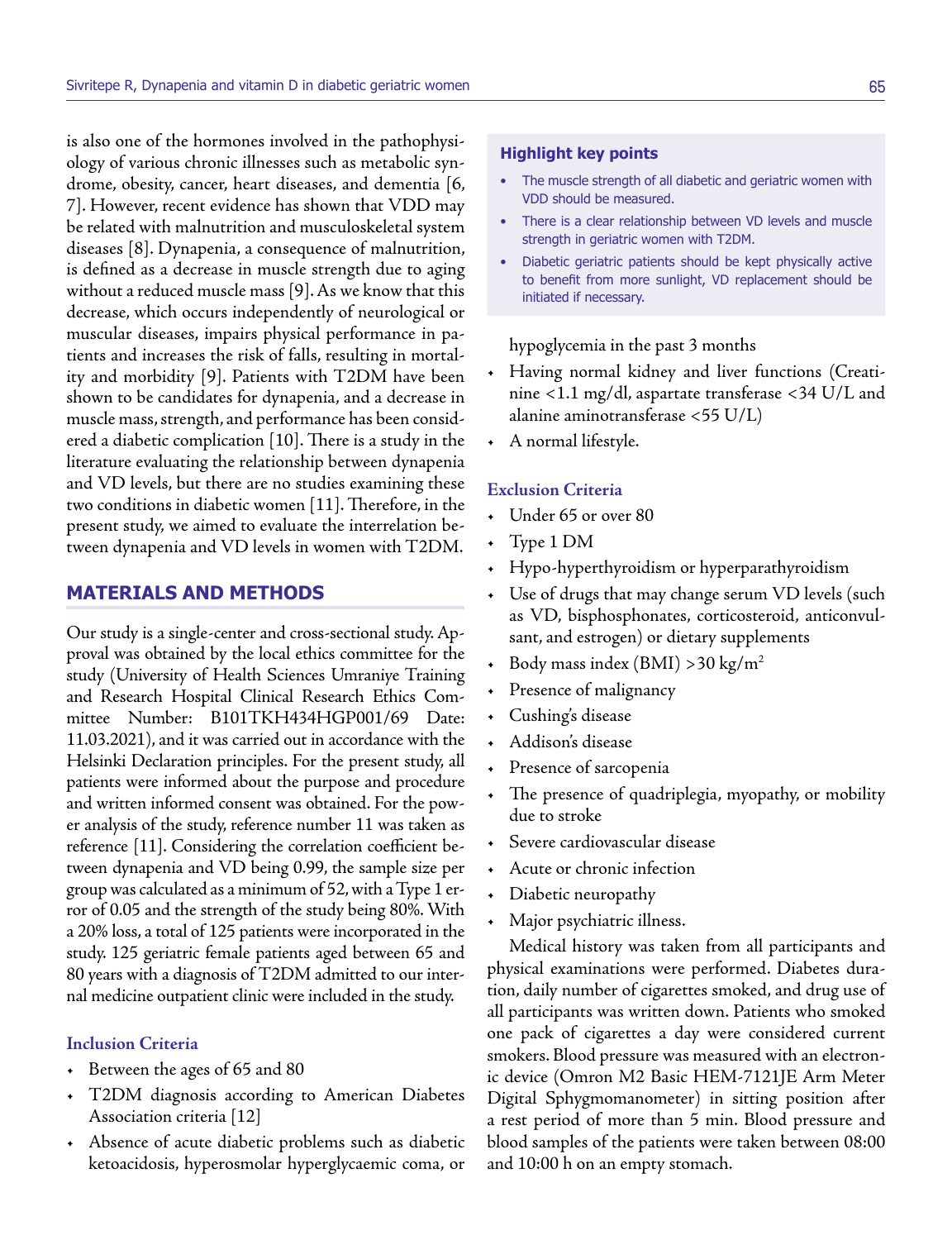is also one of the hormones involved in the pathophysiology of various chronic illnesses such as metabolic syndrome, obesity, cancer, heart diseases, and dementia [6, 7]. However, recent evidence has shown that VDD may be related with malnutrition and musculoskeletal system diseases [8]. Dynapenia, a consequence of malnutrition, is defined as a decrease in muscle strength due to aging without a reduced muscle mass [9]. As we know that this decrease, which occurs independently of neurological or muscular diseases, impairs physical performance in patients and increases the risk of falls, resulting in mortality and morbidity [9]. Patients with T2DM have been shown to be candidates for dynapenia, and a decrease in muscle mass, strength, and performance has been considered a diabetic complication [10]. There is a study in the literature evaluating the relationship between dynapenia and VD levels, but there are no studies examining these two conditions in diabetic women [11]. Therefore, in the present study, we aimed to evaluate the interrelation between dynapenia and VD levels in women with T2DM.

**Highlight key points**

- The muscle strength of all diabetic and geriatric women with VDD should be measured.
- There is a clear relationship between VD levels and muscle strength in geriatric women with T2DM.
- Diabetic geriatric patients should be kept physically active to benefit from more sunlight, VD replacement should be initiated if necessary.

## MATERIALS AND METHODS

Our study is a single-center and cross-sectional study. Approval was obtained by the local ethics committee for the study (University of Health Sciences Umraniye Training and Research Hospital Clinical Research Ethics Committee Number: B101TKH434HGP001/69 Date: 11.03.2021), and it was carried out in accordance with the Helsinki Declaration principles. For the present study, all patients were informed about the purpose and procedure and written informed consent was obtained. For the power analysis of the study, reference number 11 was taken as reference [11]. Considering the correlation coefficient between dynapenia and VD being 0.99, the sample size per group was calculated as a minimum of 52, with a Type 1 error of 0.05 and the strength of the study being 80%. With a 20% loss, a total of 125 patients were incorporated in the study. 125 geriatric female patients aged between 65 and 80 years with a diagnosis of T2DM admitted to our internal medicine outpatient clinic were included in the study.

### Inclusion Criteria

- Between the ages of 65 and 80
- T2DM diagnosis according to American Diabetes Association criteria [12]
- Absence of acute diabetic problems such as diabetic ketoacidosis, hyperosmolar hyperglycaemic coma, or hypoglycemia in the past 3 months
- Having normal kidney and liver functions (Creatinine <1.1 mg/dl, aspartate transferase <34 U/L and alanine aminotransferase <55 U/L)
- A normal lifestyle.

### Exclusion Criteria

- Under 65 or over 80
- Type 1 DM
- Hypo-hyperthyroidism or hyperparathyroidism
- Use of drugs that may change serum VD levels (such as VD, bisphosphonates, corticosteroid, anticonvulsant, and estrogen) or dietary supplements
- Body mass index (BMI) >30 kg/m$^2$
- Presence of malignancy
- Cushing's disease
- Addison's disease
- Presence of sarcopenia
- The presence of quadriplegia, myopathy, or mobility due to stroke
- Severe cardiovascular disease
- Acute or chronic infection
- Diabetic neuropathy
- Major psychiatric illness.

Medical history was taken from all participants and physical examinations were performed. Diabetes duration, daily number of cigarettes smoked, and drug use of all participants was written down. Patients who smoked one pack of cigarettes a day were considered current smokers. Blood pressure was measured with an electronic device (Omron M2 Basic HEM-7121JE Arm Meter Digital Sphygmomanometer) in sitting position after a rest period of more than 5 min. Blood pressure and blood samples of the patients were taken between 08:00 and 10:00 h on an empty stomach.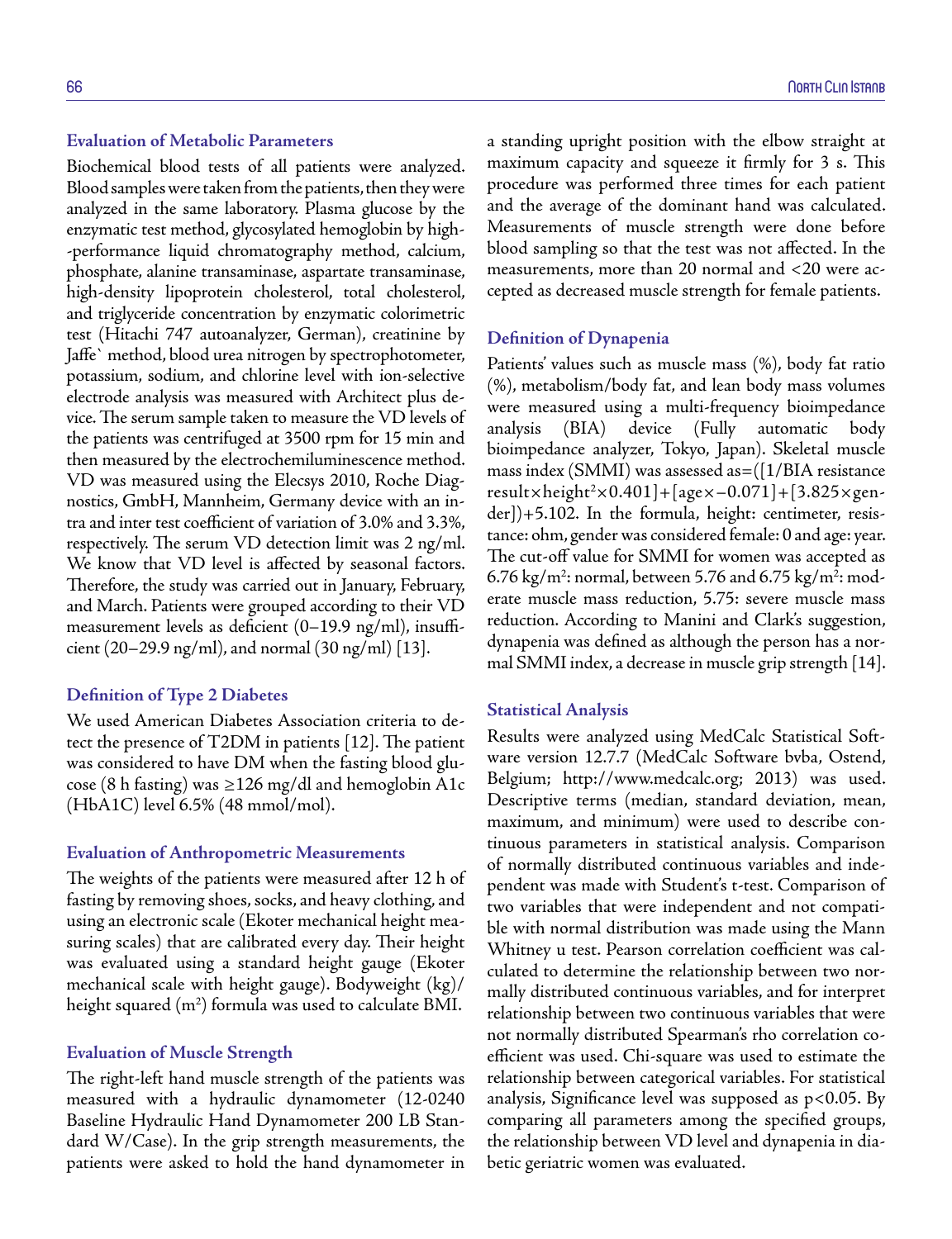### Evaluation of Metabolic Parameters

Biochemical blood tests of all patients were analyzed. Blood samples were taken from the patients, then they were analyzed in the same laboratory. Plasma glucose by the enzymatic test method, glycosylated hemoglobin by high--performance liquid chromatography method, calcium, phosphate, alanine transaminase, aspartate transaminase, high-density lipoprotein cholesterol, total cholesterol, and triglyceride concentration by enzymatic colorimetric test (Hitachi 747 autoanalyzer, German), creatinine by Jaffe` method, blood urea nitrogen by spectrophotometer, potassium, sodium, and chlorine level with ion-selective electrode analysis was measured with Architect plus device. The serum sample taken to measure the VD levels of the patients was centrifuged at 3500 rpm for 15 min and then measured by the electrochemiluminescence method. VD was measured using the Elecsys 2010, Roche Diagnostics, GmbH, Mannheim, Germany device with an intra and inter test coefficient of variation of 3.0% and 3.3%, respectively. The serum VD detection limit was 2 ng/ml. We know that VD level is affected by seasonal factors. Therefore, the study was carried out in January, February, and March. Patients were grouped according to their VD measurement levels as deficient (0–19.9 ng/ml), insufficient (20–29.9 ng/ml), and normal (30 ng/ml) [13].

### Definition of Type 2 Diabetes

We used American Diabetes Association criteria to detect the presence of T2DM in patients [12]. The patient was considered to have DM when the fasting blood glucose (8 h fasting) was ≥126 mg/dl and hemoglobin A1c (HbA1C) level 6.5% (48 mmol/mol).

### Evaluation of Anthropometric Measurements

The weights of the patients were measured after 12 h of fasting by removing shoes, socks, and heavy clothing, and using an electronic scale (Ekoter mechanical height measuring scales) that are calibrated every day. Their height was evaluated using a standard height gauge (Ekoter mechanical scale with height gauge). Bodyweight (kg)/height squared ($m^2$) formula was used to calculate BMI.

### Evaluation of Muscle Strength

The right-left hand muscle strength of the patients was measured with a hydraulic dynamometer (12-0240 Baseline Hydraulic Hand Dynamometer 200 LB Standard W/Case). In the grip strength measurements, the patients were asked to hold the hand dynamometer in a standing upright position with the elbow straight at maximum capacity and squeeze it firmly for 3 s. This procedure was performed three times for each patient and the average of the dominant hand was calculated. Measurements of muscle strength were done before blood sampling so that the test was not affected. In the measurements, more than 20 normal and <20 were accepted as decreased muscle strength for female patients.

### Definition of Dynapenia

Patients' values such as muscle mass (%), body fat ratio (%), metabolism/body fat, and lean body mass volumes were measured using a multi-frequency bioimpedance analysis (BIA) device (Fully automatic body bioimpedance analyzer, Tokyo, Japan). Skeletal muscle mass index (SMMI) was assessed as=([1/BIA resistance result×height$^2$×0.401]+[age×−0.071]+[3.825×gender])+5.102. In the formula, height: centimeter, resistance: ohm, gender was considered female: 0 and age: year. The cut-off value for SMMI for women was accepted as 6.76 kg/$m^2$: normal, between 5.76 and 6.75 kg/$m^2$: moderate muscle mass reduction, 5.75: severe muscle mass reduction. According to Manini and Clark's suggestion, dynapenia was defined as although the person has a normal SMMI index, a decrease in muscle grip strength [14].

### Statistical Analysis

Results were analyzed using MedCalc Statistical Software version 12.7.7 (MedCalc Software bvba, Ostend, Belgium; http://www.medcalc.org; 2013) was used. Descriptive terms (median, standard deviation, mean, maximum, and minimum) were used to describe continuous parameters in statistical analysis. Comparison of normally distributed continuous variables and independent was made with Student's t-test. Comparison of two variables that were independent and not compatible with normal distribution was made using the Mann Whitney u test. Pearson correlation coefficient was calculated to determine the relationship between two normally distributed continuous variables, and for interpret relationship between two continuous variables that were not normally distributed Spearman's rho correlation coefficient was used. Chi-square was used to estimate the relationship between categorical variables. For statistical analysis, Significance level was supposed as $p<0.05$. By comparing all parameters among the specified groups, the relationship between VD level and dynapenia in diabetic geriatric women was evaluated.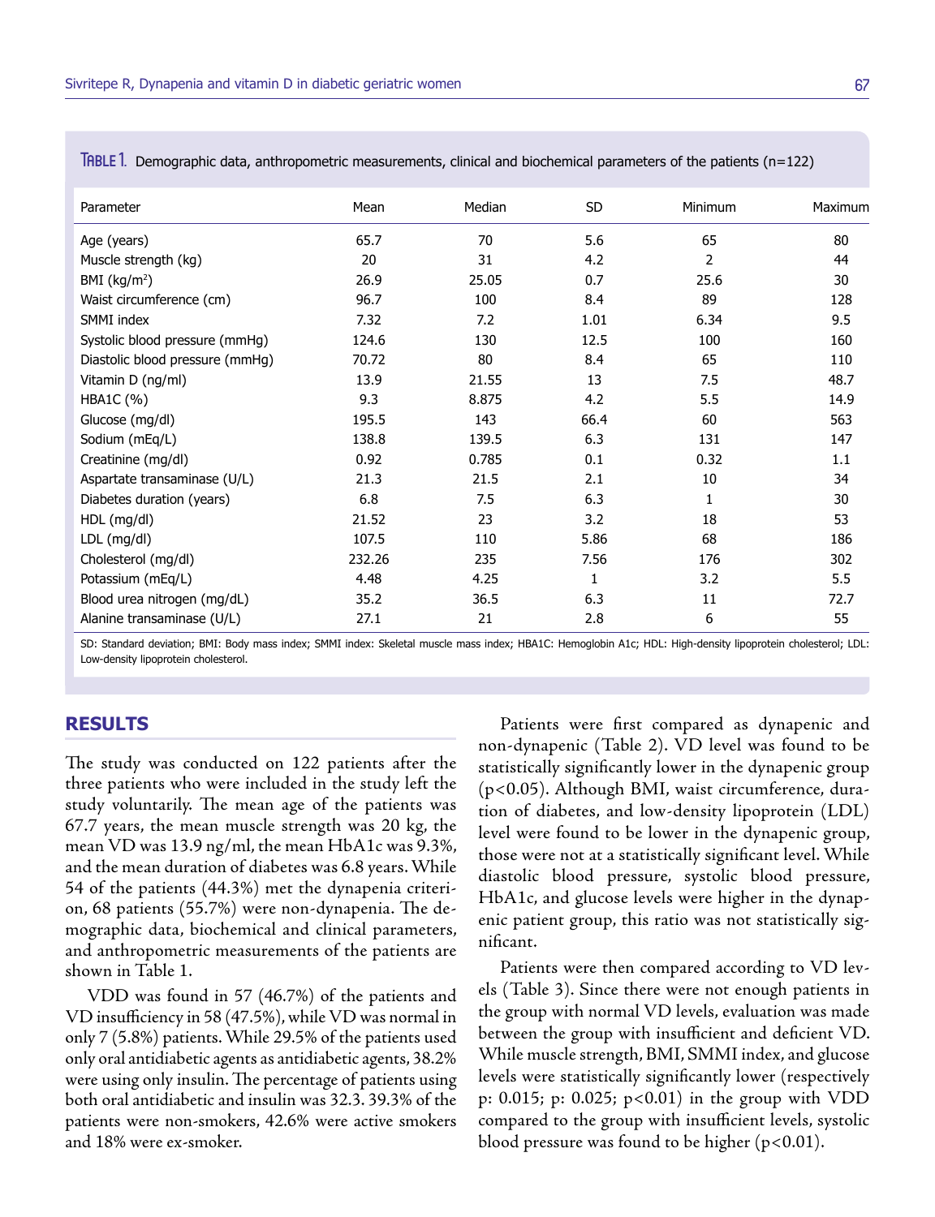**Table 1.** Demographic data, anthropometric measurements, clinical and biochemical parameters of the patients (n=122)

| Parameter | Mean | Median | SD | Minimum | Maximum |
|---|---|---|---|---|---|
| Age (years) | 65.7 | 70 | 5.6 | 65 | 80 |
| Muscle strength (kg) | 20 | 31 | 4.2 | 2 | 44 |
| BMI (kg/m$^2$) | 26.9 | 25.05 | 0.7 | 25.6 | 30 |
| Waist circumference (cm) | 96.7 | 100 | 8.4 | 89 | 128 |
| SMMI index | 7.32 | 7.2 | 1.01 | 6.34 | 9.5 |
| Systolic blood pressure (mmHg) | 124.6 | 130 | 12.5 | 100 | 160 |
| Diastolic blood pressure (mmHg) | 70.72 | 80 | 8.4 | 65 | 110 |
| Vitamin D (ng/ml) | 13.9 | 21.55 | 13 | 7.5 | 48.7 |
| HBA1C (%) | 9.3 | 8.875 | 4.2 | 5.5 | 14.9 |
| Glucose (mg/dl) | 195.5 | 143 | 66.4 | 60 | 563 |
| Sodium (mEq/L) | 138.8 | 139.5 | 6.3 | 131 | 147 |
| Creatinine (mg/dl) | 0.92 | 0.785 | 0.1 | 0.32 | 1.1 |
| Aspartate transaminase (U/L) | 21.3 | 21.5 | 2.1 | 10 | 34 |
| Diabetes duration (years) | 6.8 | 7.5 | 6.3 | 1 | 30 |
| HDL (mg/dl) | 21.52 | 23 | 3.2 | 18 | 53 |
| LDL (mg/dl) | 107.5 | 110 | 5.86 | 68 | 186 |
| Cholesterol (mg/dl) | 232.26 | 235 | 7.56 | 176 | 302 |
| Potassium (mEq/L) | 4.48 | 4.25 | 1 | 3.2 | 5.5 |
| Blood urea nitrogen (mg/dL) | 35.2 | 36.5 | 6.3 | 11 | 72.7 |
| Alanine transaminase (U/L) | 27.1 | 21 | 2.8 | 6 | 55 |

SD: Standard deviation; BMI: Body mass index; SMMI index: Skeletal muscle mass index; HBA1C: Hemoglobin A1c; HDL: High-density lipoprotein cholesterol; LDL: Low-density lipoprotein cholesterol.

## RESULTS

The study was conducted on 122 patients after the three patients who were included in the study left the study voluntarily. The mean age of the patients was 67.7 years, the mean muscle strength was 20 kg, the mean VD was 13.9 ng/ml, the mean HbA1c was 9.3%, and the mean duration of diabetes was 6.8 years. While 54 of the patients (44.3%) met the dynapenia criterion, 68 patients (55.7%) were non-dynapenia. The demographic data, biochemical and clinical parameters, and anthropometric measurements of the patients are shown in Table 1.

VDD was found in 57 (46.7%) of the patients and VD insufficiency in 58 (47.5%), while VD was normal in only 7 (5.8%) patients. While 29.5% of the patients used only oral antidiabetic agents as antidiabetic agents, 38.2% were using only insulin. The percentage of patients using both oral antidiabetic and insulin was 32.3. 39.3% of the patients were non-smokers, 42.6% were active smokers and 18% were ex-smoker.

Patients were first compared as dynapenic and non-dynapenic (Table 2). VD level was found to be statistically significantly lower in the dynapenic group ($p<0.05$). Although BMI, waist circumference, duration of diabetes, and low-density lipoprotein (LDL) level were found to be lower in the dynapenic group, those were not at a statistically significant level. While diastolic blood pressure, systolic blood pressure, HbA1c, and glucose levels were higher in the dynapenic patient group, this ratio was not statistically significant.

Patients were then compared according to VD levels (Table 3). Since there were not enough patients in the group with normal VD levels, evaluation was made between the group with insufficient and deficient VD. While muscle strength, BMI, SMMI index, and glucose levels were statistically significantly lower (respectively p: 0.015; p: 0.025; $p<0.01$) in the group with VDD compared to the group with insufficient levels, systolic blood pressure was found to be higher ($p<0.01$).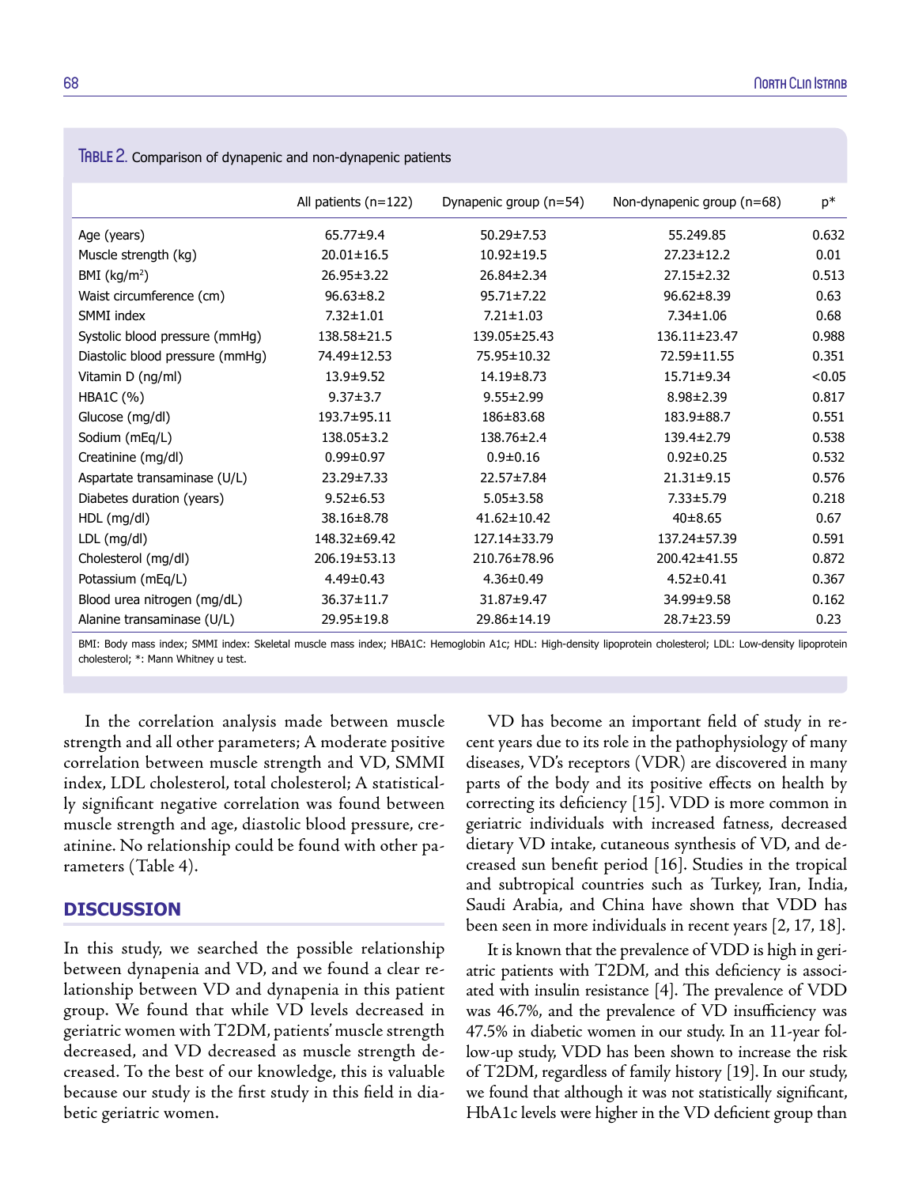**Table 2.** Comparison of dynapenic and non-dynapenic patients

| | All patients (n=122) | Dynapenic group (n=54) | Non-dynapenic group (n=68) | p* |
|---|---|---|---|---|
| Age (years) | 65.77±9.4 | 50.29±7.53 | 55.249.85 | 0.632 |
| Muscle strength (kg) | 20.01±16.5 | 10.92±19.5 | 27.23±12.2 | 0.01 |
| BMI (kg/m$^2$) | 26.95±3.22 | 26.84±2.34 | 27.15±2.32 | 0.513 |
| Waist circumference (cm) | 96.63±8.2 | 95.71±7.22 | 96.62±8.39 | 0.63 |
| SMMI index | 7.32±1.01 | 7.21±1.03 | 7.34±1.06 | 0.68 |
| Systolic blood pressure (mmHg) | 138.58±21.5 | 139.05±25.43 | 136.11±23.47 | 0.988 |
| Diastolic blood pressure (mmHg) | 74.49±12.53 | 75.95±10.32 | 72.59±11.55 | 0.351 |
| Vitamin D (ng/ml) | 13.9±9.52 | 14.19±8.73 | 15.71±9.34 | <0.05 |
| HBA1C (%) | 9.37±3.7 | 9.55±2.99 | 8.98±2.39 | 0.817 |
| Glucose (mg/dl) | 193.7±95.11 | 186±83.68 | 183.9±88.7 | 0.551 |
| Sodium (mEq/L) | 138.05±3.2 | 138.76±2.4 | 139.4±2.79 | 0.538 |
| Creatinine (mg/dl) | 0.99±0.97 | 0.9±0.16 | 0.92±0.25 | 0.532 |
| Aspartate transaminase (U/L) | 23.29±7.33 | 22.57±7.84 | 21.31±9.15 | 0.576 |
| Diabetes duration (years) | 9.52±6.53 | 5.05±3.58 | 7.33±5.79 | 0.218 |
| HDL (mg/dl) | 38.16±8.78 | 41.62±10.42 | 40±8.65 | 0.67 |
| LDL (mg/dl) | 148.32±69.42 | 127.14±33.79 | 137.24±57.39 | 0.591 |
| Cholesterol (mg/dl) | 206.19±53.13 | 210.76±78.96 | 200.42±41.55 | 0.872 |
| Potassium (mEq/L) | 4.49±0.43 | 4.36±0.49 | 4.52±0.41 | 0.367 |
| Blood urea nitrogen (mg/dL) | 36.37±11.7 | 31.87±9.47 | 34.99±9.58 | 0.162 |
| Alanine transaminase (U/L) | 29.95±19.8 | 29.86±14.19 | 28.7±23.59 | 0.23 |

BMI: Body mass index; SMMI index: Skeletal muscle mass index; HBA1C: Hemoglobin A1c; HDL: High-density lipoprotein cholesterol; LDL: Low-density lipoprotein cholesterol; *: Mann Whitney u test.

In the correlation analysis made between muscle strength and all other parameters; A moderate positive correlation between muscle strength and VD, SMMI index, LDL cholesterol, total cholesterol; A statistically significant negative correlation was found between muscle strength and age, diastolic blood pressure, creatinine. No relationship could be found with other parameters (Table 4).

## DISCUSSION

In this study, we searched the possible relationship between dynapenia and VD, and we found a clear relationship between VD and dynapenia in this patient group. We found that while VD levels decreased in geriatric women with T2DM, patients' muscle strength decreased, and VD decreased as muscle strength decreased. To the best of our knowledge, this is valuable because our study is the first study in this field in diabetic geriatric women.

VD has become an important field of study in recent years due to its role in the pathophysiology of many diseases, VD's receptors (VDR) are discovered in many parts of the body and its positive effects on health by correcting its deficiency [15]. VDD is more common in geriatric individuals with increased fatness, decreased dietary VD intake, cutaneous synthesis of VD, and decreased sun benefit period [16]. Studies in the tropical and subtropical countries such as Turkey, Iran, India, Saudi Arabia, and China have shown that VDD has been seen in more individuals in recent years [2, 17, 18].

It is known that the prevalence of VDD is high in geriatric patients with T2DM, and this deficiency is associated with insulin resistance [4]. The prevalence of VDD was 46.7%, and the prevalence of VD insufficiency was 47.5% in diabetic women in our study. In an 11-year follow-up study, VDD has been shown to increase the risk of T2DM, regardless of family history [19]. In our study, we found that although it was not statistically significant, HbA1c levels were higher in the VD deficient group than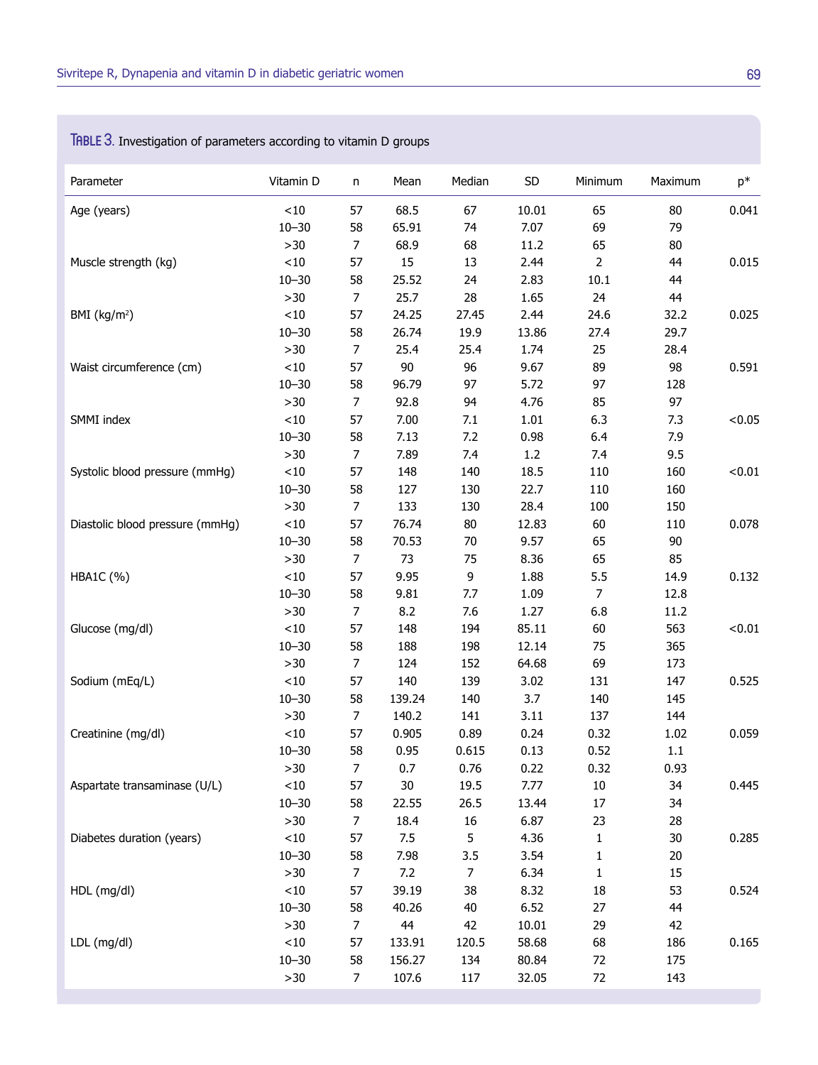**Table 3.** Investigation of parameters according to vitamin D groups

| Parameter | Vitamin D | n | Mean | Median | SD | Minimum | Maximum | p* |
|---|---|---|---|---|---|---|---|---|
| Age (years) | <10 | 57 | 68.5 | 67 | 10.01 | 65 | 80 | 0.041 |
| | 10–30 | 58 | 65.91 | 74 | 7.07 | 69 | 79 | |
| | >30 | 7 | 68.9 | 68 | 11.2 | 65 | 80 | |
| Muscle strength (kg) | <10 | 57 | 15 | 13 | 2.44 | 2 | 44 | 0.015 |
| | 10–30 | 58 | 25.52 | 24 | 2.83 | 10.1 | 44 | |
| | >30 | 7 | 25.7 | 28 | 1.65 | 24 | 44 | |
| BMI (kg/m$^2$) | <10 | 57 | 24.25 | 27.45 | 2.44 | 24.6 | 32.2 | 0.025 |
| | 10–30 | 58 | 26.74 | 19.9 | 13.86 | 27.4 | 29.7 | |
| | >30 | 7 | 25.4 | 25.4 | 1.74 | 25 | 28.4 | |
| Waist circumference (cm) | <10 | 57 | 90 | 96 | 9.67 | 89 | 98 | 0.591 |
| | 10–30 | 58 | 96.79 | 97 | 5.72 | 97 | 128 | |
| | >30 | 7 | 92.8 | 94 | 4.76 | 85 | 97 | |
| SMMI index | <10 | 57 | 7.00 | 7.1 | 1.01 | 6.3 | 7.3 | <0.05 |
| | 10–30 | 58 | 7.13 | 7.2 | 0.98 | 6.4 | 7.9 | |
| | >30 | 7 | 7.89 | 7.4 | 1.2 | 7.4 | 9.5 | |
| Systolic blood pressure (mmHg) | <10 | 57 | 148 | 140 | 18.5 | 110 | 160 | <0.01 |
| | 10–30 | 58 | 127 | 130 | 22.7 | 110 | 160 | |
| | >30 | 7 | 133 | 130 | 28.4 | 100 | 150 | |
| Diastolic blood pressure (mmHg) | <10 | 57 | 76.74 | 80 | 12.83 | 60 | 110 | 0.078 |
| | 10–30 | 58 | 70.53 | 70 | 9.57 | 65 | 90 | |
| | >30 | 7 | 73 | 75 | 8.36 | 65 | 85 | |
| HBA1C (%) | <10 | 57 | 9.95 | 9 | 1.88 | 5.5 | 14.9 | 0.132 |
| | 10–30 | 58 | 9.81 | 7.7 | 1.09 | 7 | 12.8 | |
| | >30 | 7 | 8.2 | 7.6 | 1.27 | 6.8 | 11.2 | |
| Glucose (mg/dl) | <10 | 57 | 148 | 194 | 85.11 | 60 | 563 | <0.01 |
| | 10–30 | 58 | 188 | 198 | 12.14 | 75 | 365 | |
| | >30 | 7 | 124 | 152 | 64.68 | 69 | 173 | |
| Sodium (mEq/L) | <10 | 57 | 140 | 139 | 3.02 | 131 | 147 | 0.525 |
| | 10–30 | 58 | 139.24 | 140 | 3.7 | 140 | 145 | |
| | >30 | 7 | 140.2 | 141 | 3.11 | 137 | 144 | |
| Creatinine (mg/dl) | <10 | 57 | 0.905 | 0.89 | 0.24 | 0.32 | 1.02 | 0.059 |
| | 10–30 | 58 | 0.95 | 0.615 | 0.13 | 0.52 | 1.1 | |
| | >30 | 7 | 0.7 | 0.76 | 0.22 | 0.32 | 0.93 | |
| Aspartate transaminase (U/L) | <10 | 57 | 30 | 19.5 | 7.77 | 10 | 34 | 0.445 |
| | 10–30 | 58 | 22.55 | 26.5 | 13.44 | 17 | 34 | |
| | >30 | 7 | 18.4 | 16 | 6.87 | 23 | 28 | |
| Diabetes duration (years) | <10 | 57 | 7.5 | 5 | 4.36 | 1 | 30 | 0.285 |
| | 10–30 | 58 | 7.98 | 3.5 | 3.54 | 1 | 20 | |
| | >30 | 7 | 7.2 | 7 | 6.34 | 1 | 15 | |
| HDL (mg/dl) | <10 | 57 | 39.19 | 38 | 8.32 | 18 | 53 | 0.524 |
| | 10–30 | 58 | 40.26 | 40 | 6.52 | 27 | 44 | |
| | >30 | 7 | 44 | 42 | 10.01 | 29 | 42 | |
| LDL (mg/dl) | <10 | 57 | 133.91 | 120.5 | 58.68 | 68 | 186 | 0.165 |
| | 10–30 | 58 | 156.27 | 134 | 80.84 | 72 | 175 | |
| | >30 | 7 | 107.6 | 117 | 32.05 | 72 | 143 | |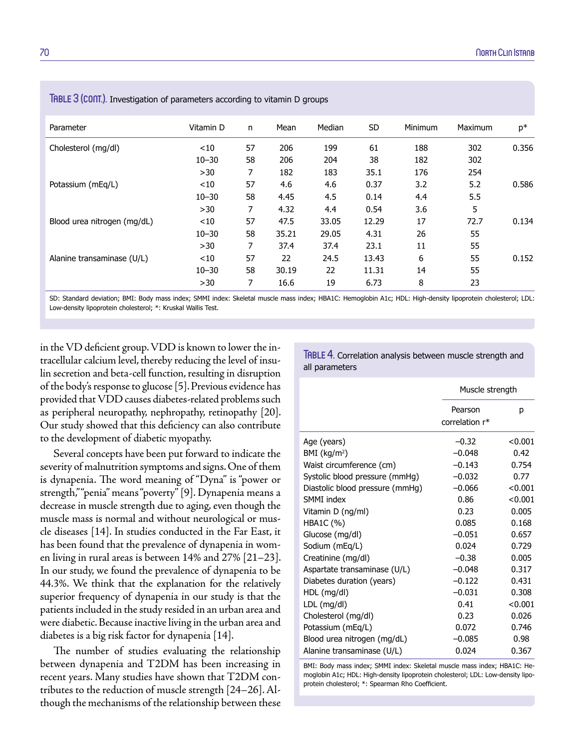**Table 3 (cont.).** Investigation of parameters according to vitamin D groups

| Parameter | Vitamin D | n | Mean | Median | SD | Minimum | Maximum | p* |
|---|---|---|---|---|---|---|---|---|
| Cholesterol (mg/dl) | <10 | 57 | 206 | 199 | 61 | 188 | 302 | 0.356 |
| | 10–30 | 58 | 206 | 204 | 38 | 182 | 302 | |
| | >30 | 7 | 182 | 183 | 35.1 | 176 | 254 | |
| Potassium (mEq/L) | <10 | 57 | 4.6 | 4.6 | 0.37 | 3.2 | 5.2 | 0.586 |
| | 10–30 | 58 | 4.45 | 4.5 | 0.14 | 4.4 | 5.5 | |
| | >30 | 7 | 4.32 | 4.4 | 0.54 | 3.6 | 5 | |
| Blood urea nitrogen (mg/dL) | <10 | 57 | 47.5 | 33.05 | 12.29 | 17 | 72.7 | 0.134 |
| | 10–30 | 58 | 35.21 | 29.05 | 4.31 | 26 | 55 | |
| | >30 | 7 | 37.4 | 37.4 | 23.1 | 11 | 55 | |
| Alanine transaminase (U/L) | <10 | 57 | 22 | 24.5 | 13.43 | 6 | 55 | 0.152 |
| | 10–30 | 58 | 30.19 | 22 | 11.31 | 14 | 55 | |
| | >30 | 7 | 16.6 | 19 | 6.73 | 8 | 23 | |

SD: Standard deviation; BMI: Body mass index; SMMI index: Skeletal muscle mass index; HBA1C: Hemoglobin A1c; HDL: High-density lipoprotein cholesterol; LDL: Low-density lipoprotein cholesterol; *: Kruskal Wallis Test.

in the VD deficient group. VDD is known to lower the intracellular calcium level, thereby reducing the level of insulin secretion and beta-cell function, resulting in disruption of the body's response to glucose [5]. Previous evidence has provided that VDD causes diabetes-related problems such as peripheral neuropathy, nephropathy, retinopathy [20]. Our study showed that this deficiency can also contribute to the development of diabetic myopathy.

Several concepts have been put forward to indicate the severity of malnutrition symptoms and signs. One of them is dynapenia. The word meaning of "Dyna" is "power or strength," "penia" means "poverty" [9]. Dynapenia means a decrease in muscle strength due to aging, even though the muscle mass is normal and without neurological or muscle diseases [14]. In studies conducted in the Far East, it has been found that the prevalence of dynapenia in women living in rural areas is between 14% and 27% [21–23]. In our study, we found the prevalence of dynapenia to be 44.3%. We think that the explanation for the relatively superior frequency of dynapenia in our study is that the patients included in the study resided in an urban area and were diabetic. Because inactive living in the urban area and diabetes is a big risk factor for dynapenia [14].

The number of studies evaluating the relationship between dynapenia and T2DM has been increasing in recent years. Many studies have shown that T2DM contributes to the reduction of muscle strength [24–26]. Although the mechanisms of the relationship between these

**Table 4.** Correlation analysis between muscle strength and all parameters

| | Muscle strength | |
|---|---|---|
| | Pearson correlation r* | p |
| Age (years) | –0.32 | <0.001 |
| BMI (kg/m²) | –0.048 | 0.42 |
| Waist circumference (cm) | –0.143 | 0.754 |
| Systolic blood pressure (mmHg) | –0.032 | 0.77 |
| Diastolic blood pressure (mmHg) | –0.066 | <0.001 |
| SMMI index | 0.86 | <0.001 |
| Vitamin D (ng/ml) | 0.23 | 0.005 |
| HBA1C (%) | 0.085 | 0.168 |
| Glucose (mg/dl) | –0.051 | 0.657 |
| Sodium (mEq/L) | 0.024 | 0.729 |
| Creatinine (mg/dl) | –0.38 | 0.005 |
| Aspartate transaminase (U/L) | –0.048 | 0.317 |
| Diabetes duration (years) | –0.122 | 0.431 |
| HDL (mg/dl) | –0.031 | 0.308 |
| LDL (mg/dl) | 0.41 | <0.001 |
| Cholesterol (mg/dl) | 0.23 | 0.026 |
| Potassium (mEq/L) | 0.072 | 0.746 |
| Blood urea nitrogen (mg/dL) | –0.085 | 0.98 |
| Alanine transaminase (U/L) | 0.024 | 0.367 |

BMI: Body mass index; SMMI index: Skeletal muscle mass index; HBA1C: Hemoglobin A1c; HDL: High-density lipoprotein cholesterol; LDL: Low-density lipoprotein cholesterol; *: Spearman Rho Coefficient.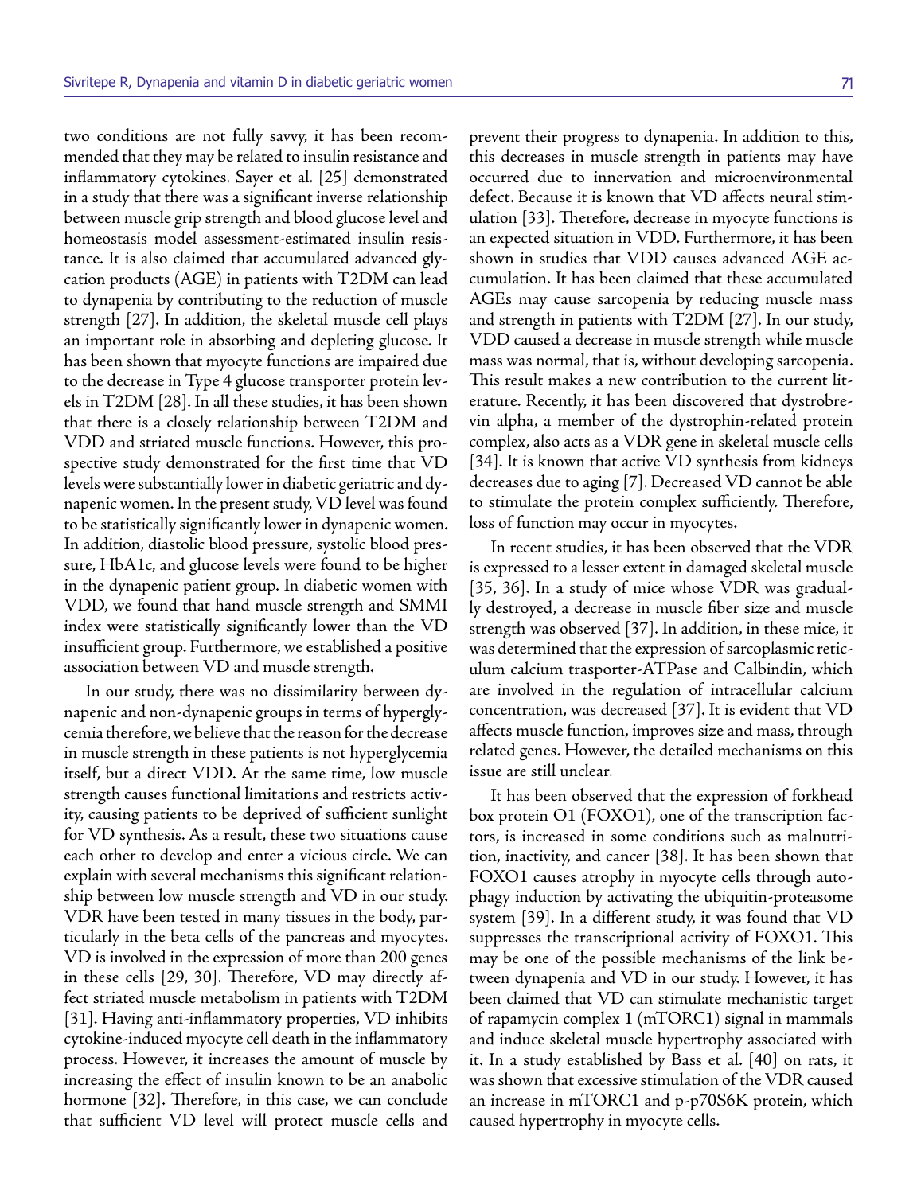two conditions are not fully savvy, it has been recommended that they may be related to insulin resistance and inflammatory cytokines. Sayer et al. [25] demonstrated in a study that there was a significant inverse relationship between muscle grip strength and blood glucose level and homeostasis model assessment-estimated insulin resistance. It is also claimed that accumulated advanced glycation products (AGE) in patients with T2DM can lead to dynapenia by contributing to the reduction of muscle strength [27]. In addition, the skeletal muscle cell plays an important role in absorbing and depleting glucose. It has been shown that myocyte functions are impaired due to the decrease in Type 4 glucose transporter protein levels in T2DM [28]. In all these studies, it has been shown that there is a closely relationship between T2DM and VDD and striated muscle functions. However, this prospective study demonstrated for the first time that VD levels were substantially lower in diabetic geriatric and dynapenic women. In the present study, VD level was found to be statistically significantly lower in dynapenic women. In addition, diastolic blood pressure, systolic blood pressure, HbA1c, and glucose levels were found to be higher in the dynapenic patient group. In diabetic women with VDD, we found that hand muscle strength and SMMI index were statistically significantly lower than the VD insufficient group. Furthermore, we established a positive association between VD and muscle strength.

In our study, there was no dissimilarity between dynapenic and non-dynapenic groups in terms of hyperglycemia therefore, we believe that the reason for the decrease in muscle strength in these patients is not hyperglycemia itself, but a direct VDD. At the same time, low muscle strength causes functional limitations and restricts activity, causing patients to be deprived of sufficient sunlight for VD synthesis. As a result, these two situations cause each other to develop and enter a vicious circle. We can explain with several mechanisms this significant relationship between low muscle strength and VD in our study. VDR have been tested in many tissues in the body, particularly in the beta cells of the pancreas and myocytes. VD is involved in the expression of more than 200 genes in these cells [29, 30]. Therefore, VD may directly affect striated muscle metabolism in patients with T2DM [31]. Having anti-inflammatory properties, VD inhibits cytokine-induced myocyte cell death in the inflammatory process. However, it increases the amount of muscle by increasing the effect of insulin known to be an anabolic hormone [32]. Therefore, in this case, we can conclude that sufficient VD level will protect muscle cells and prevent their progress to dynapenia. In addition to this, this decreases in muscle strength in patients may have occurred due to innervation and microenvironmental defect. Because it is known that VD affects neural stimulation [33]. Therefore, decrease in myocyte functions is an expected situation in VDD. Furthermore, it has been shown in studies that VDD causes advanced AGE accumulation. It has been claimed that these accumulated AGEs may cause sarcopenia by reducing muscle mass and strength in patients with T2DM [27]. In our study, VDD caused a decrease in muscle strength while muscle mass was normal, that is, without developing sarcopenia. This result makes a new contribution to the current literature. Recently, it has been discovered that dystrobrevin alpha, a member of the dystrophin-related protein complex, also acts as a VDR gene in skeletal muscle cells [34]. It is known that active VD synthesis from kidneys decreases due to aging [7]. Decreased VD cannot be able to stimulate the protein complex sufficiently. Therefore, loss of function may occur in myocytes.

In recent studies, it has been observed that the VDR is expressed to a lesser extent in damaged skeletal muscle [35, 36]. In a study of mice whose VDR was gradually destroyed, a decrease in muscle fiber size and muscle strength was observed [37]. In addition, in these mice, it was determined that the expression of sarcoplasmic reticulum calcium trasporter-ATPase and Calbindin, which are involved in the regulation of intracellular calcium concentration, was decreased [37]. It is evident that VD affects muscle function, improves size and mass, through related genes. However, the detailed mechanisms on this issue are still unclear.

It has been observed that the expression of forkhead box protein O1 (FOXO1), one of the transcription factors, is increased in some conditions such as malnutrition, inactivity, and cancer [38]. It has been shown that FOXO1 causes atrophy in myocyte cells through autophagy induction by activating the ubiquitin-proteasome system [39]. In a different study, it was found that VD suppresses the transcriptional activity of FOXO1. This may be one of the possible mechanisms of the link between dynapenia and VD in our study. However, it has been claimed that VD can stimulate mechanistic target of rapamycin complex 1 (mTORC1) signal in mammals and induce skeletal muscle hypertrophy associated with it. In a study established by Bass et al. [40] on rats, it was shown that excessive stimulation of the VDR caused an increase in mTORC1 and p-p70S6K protein, which caused hypertrophy in myocyte cells.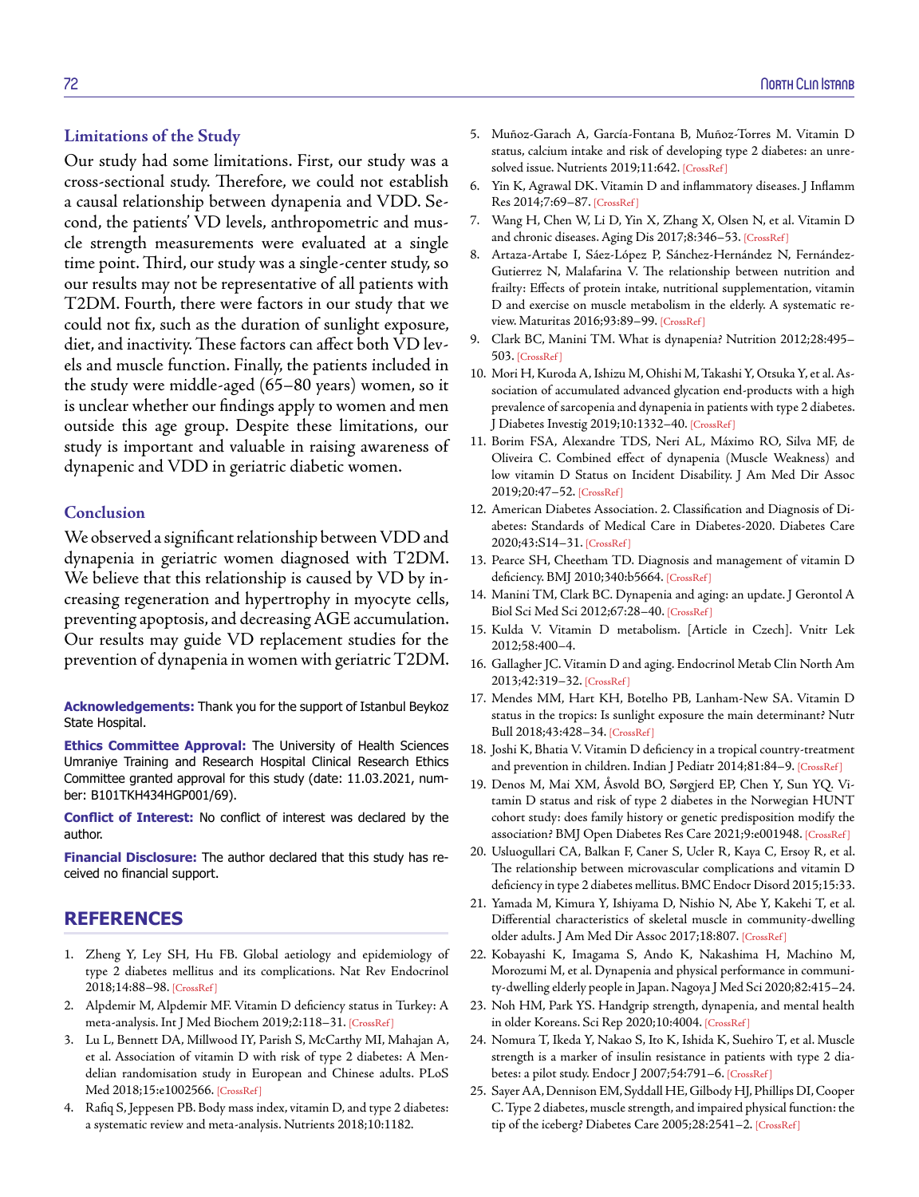## Limitations of the Study

Our study had some limitations. First, our study was a cross-sectional study. Therefore, we could not establish a causal relationship between dynapenia and VDD. Second, the patients' VD levels, anthropometric and muscle strength measurements were evaluated at a single time point. Third, our study was a single-center study, so our results may not be representative of all patients with T2DM. Fourth, there were factors in our study that we could not fix, such as the duration of sunlight exposure, diet, and inactivity. These factors can affect both VD levels and muscle function. Finally, the patients included in the study were middle-aged (65–80 years) women, so it is unclear whether our findings apply to women and men outside this age group. Despite these limitations, our study is important and valuable in raising awareness of dynapenic and VDD in geriatric diabetic women.

## Conclusion

We observed a significant relationship between VDD and dynapenia in geriatric women diagnosed with T2DM. We believe that this relationship is caused by VD by increasing regeneration and hypertrophy in myocyte cells, preventing apoptosis, and decreasing AGE accumulation. Our results may guide VD replacement studies for the prevention of dynapenia in women with geriatric T2DM.

**Acknowledgements:** Thank you for the support of Istanbul Beykoz State Hospital.

**Ethics Committee Approval:** The University of Health Sciences Umraniye Training and Research Hospital Clinical Research Ethics Committee granted approval for this study (date: 11.03.2021, number: B101TKH434HGP001/69).

**Conflict of Interest:** No conflict of interest was declared by the author.

**Financial Disclosure:** The author declared that this study has received no financial support.

## REFERENCES

1. Zheng Y, Ley SH, Hu FB. Global aetiology and epidemiology of type 2 diabetes mellitus and its complications. Nat Rev Endocrinol 2018;14:88–98. [CrossRef]
2. Alpdemir M, Alpdemir MF. Vitamin D deficiency status in Turkey: A meta-analysis. Int J Med Biochem 2019;2:118–31. [CrossRef]
3. Lu L, Bennett DA, Millwood IY, Parish S, McCarthy MI, Mahajan A, et al. Association of vitamin D with risk of type 2 diabetes: A Mendelian randomisation study in European and Chinese adults. PLoS Med 2018;15:e1002566. [CrossRef]
4. Rafiq S, Jeppesen PB. Body mass index, vitamin D, and type 2 diabetes: a systematic review and meta-analysis. Nutrients 2018;10:1182.
5. Muñoz-Garach A, García-Fontana B, Muñoz-Torres M. Vitamin D status, calcium intake and risk of developing type 2 diabetes: an unresolved issue. Nutrients 2019;11:642. [CrossRef]
6. Yin K, Agrawal DK. Vitamin D and inflammatory diseases. J Inflamm Res 2014;7:69–87. [CrossRef]
7. Wang H, Chen W, Li D, Yin X, Zhang X, Olsen N, et al. Vitamin D and chronic diseases. Aging Dis 2017;8:346–53. [CrossRef]
8. Artaza-Artabe I, Sáez-López P, Sánchez-Hernández N, Fernández-Gutierrez N, Malafarina V. The relationship between nutrition and frailty: Effects of protein intake, nutritional supplementation, vitamin D and exercise on muscle metabolism in the elderly. A systematic review. Maturitas 2016;93:89–99. [CrossRef]
9. Clark BC, Manini TM. What is dynapenia? Nutrition 2012;28:495–503. [CrossRef]
10. Mori H, Kuroda A, Ishizu M, Ohishi M, Takashi Y, Otsuka Y, et al. Association of accumulated advanced glycation end-products with a high prevalence of sarcopenia and dynapenia in patients with type 2 diabetes. J Diabetes Investig 2019;10:1332–40. [CrossRef]
11. Borim FSA, Alexandre TDS, Neri AL, Máximo RO, Silva MF, de Oliveira C. Combined effect of dynapenia (Muscle Weakness) and low vitamin D Status on Incident Disability. J Am Med Dir Assoc 2019;20:47–52. [CrossRef]
12. American Diabetes Association. 2. Classification and Diagnosis of Diabetes: Standards of Medical Care in Diabetes-2020. Diabetes Care 2020;43:S14–31. [CrossRef]
13. Pearce SH, Cheetham TD. Diagnosis and management of vitamin D deficiency. BMJ 2010;340:b5664. [CrossRef]
14. Manini TM, Clark BC. Dynapenia and aging: an update. J Gerontol A Biol Sci Med Sci 2012;67:28–40. [CrossRef]
15. Kulda V. Vitamin D metabolism. [Article in Czech]. Vnitr Lek 2012;58:400–4.
16. Gallagher JC. Vitamin D and aging. Endocrinol Metab Clin North Am 2013;42:319–32. [CrossRef]
17. Mendes MM, Hart KH, Botelho PB, Lanham-New SA. Vitamin D status in the tropics: Is sunlight exposure the main determinant? Nutr Bull 2018;43:428–34. [CrossRef]
18. Joshi K, Bhatia V. Vitamin D deficiency in a tropical country-treatment and prevention in children. Indian J Pediatr 2014;81:84–9. [CrossRef]
19. Denos M, Mai XM, Åsvold BO, Sørgjerd EP, Chen Y, Sun YQ. Vitamin D status and risk of type 2 diabetes in the Norwegian HUNT cohort study: does family history or genetic predisposition modify the association? BMJ Open Diabetes Res Care 2021;9:e001948. [CrossRef]
20. Usluogullari CA, Balkan F, Caner S, Ucler R, Kaya C, Ersoy R, et al. The relationship between microvascular complications and vitamin D deficiency in type 2 diabetes mellitus. BMC Endocr Disord 2015;15:33.
21. Yamada M, Kimura Y, Ishiyama D, Nishio N, Abe Y, Kakehi T, et al. Differential characteristics of skeletal muscle in community-dwelling older adults. J Am Med Dir Assoc 2017;18:807. [CrossRef]
22. Kobayashi K, Imagama S, Ando K, Nakashima H, Machino M, Morozumi M, et al. Dynapenia and physical performance in community-dwelling elderly people in Japan. Nagoya J Med Sci 2020;82:415–24.
23. Noh HM, Park YS. Handgrip strength, dynapenia, and mental health in older Koreans. Sci Rep 2020;10:4004. [CrossRef]
24. Nomura T, Ikeda Y, Nakao S, Ito K, Ishida K, Suehiro T, et al. Muscle strength is a marker of insulin resistance in patients with type 2 diabetes: a pilot study. Endocr J 2007;54:791–6. [CrossRef]
25. Sayer AA, Dennison EM, Syddall HE, Gilbody HJ, Phillips DI, Cooper C. Type 2 diabetes, muscle strength, and impaired physical function: the tip of the iceberg? Diabetes Care 2005;28:2541–2. [CrossRef]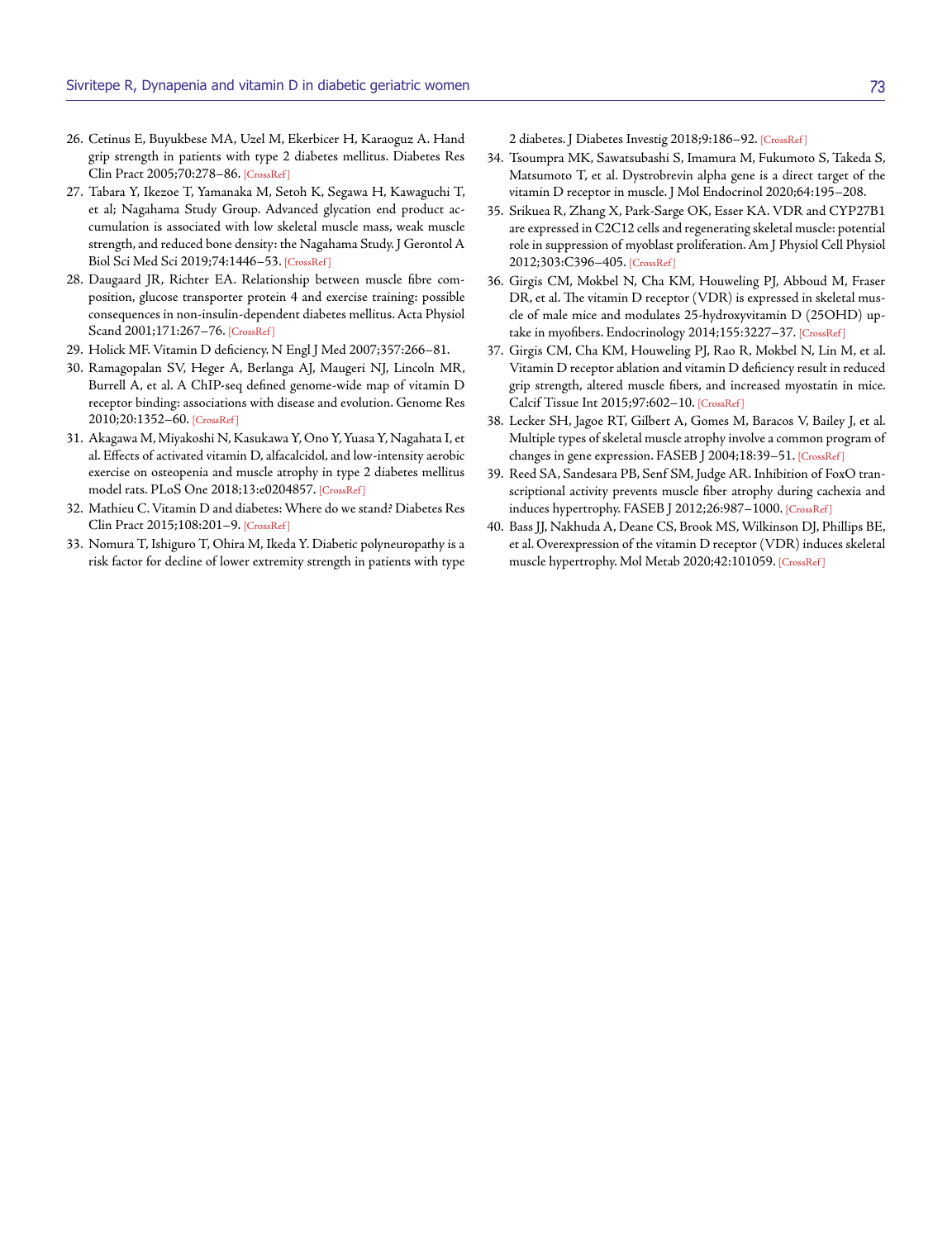26. Cetinus E, Buyukbese MA, Uzel M, Ekerbicer H, Karaoguz A. Hand grip strength in patients with type 2 diabetes mellitus. Diabetes Res Clin Pract 2005;70:278–86. [CrossRef]
27. Tabara Y, Ikezoe T, Yamanaka M, Setoh K, Segawa H, Kawaguchi T, et al; Nagahama Study Group. Advanced glycation end product accumulation is associated with low skeletal muscle mass, weak muscle strength, and reduced bone density: the Nagahama Study. J Gerontol A Biol Sci Med Sci 2019;74:1446–53. [CrossRef]
28. Daugaard JR, Richter EA. Relationship between muscle fibre composition, glucose transporter protein 4 and exercise training: possible consequences in non-insulin-dependent diabetes mellitus. Acta Physiol Scand 2001;171:267–76. [CrossRef]
29. Holick MF. Vitamin D deficiency. N Engl J Med 2007;357:266–81.
30. Ramagopalan SV, Heger A, Berlanga AJ, Maugeri NJ, Lincoln MR, Burrell A, et al. A ChIP-seq defined genome-wide map of vitamin D receptor binding: associations with disease and evolution. Genome Res 2010;20:1352–60. [CrossRef]
31. Akagawa M, Miyakoshi N, Kasukawa Y, Ono Y, Yuasa Y, Nagahata I, et al. Effects of activated vitamin D, alfacalcidol, and low-intensity aerobic exercise on osteopenia and muscle atrophy in type 2 diabetes mellitus model rats. PLoS One 2018;13:e0204857. [CrossRef]
32. Mathieu C. Vitamin D and diabetes: Where do we stand? Diabetes Res Clin Pract 2015;108:201–9. [CrossRef]
33. Nomura T, Ishiguro T, Ohira M, Ikeda Y. Diabetic polyneuropathy is a risk factor for decline of lower extremity strength in patients with type 2 diabetes. J Diabetes Investig 2018;9:186–92. [CrossRef]
34. Tsoumpra MK, Sawatsubashi S, Imamura M, Fukumoto S, Takeda S, Matsumoto T, et al. Dystrobrevin alpha gene is a direct target of the vitamin D receptor in muscle. J Mol Endocrinol 2020;64:195–208.
35. Srikuea R, Zhang X, Park-Sarge OK, Esser KA. VDR and CYP27B1 are expressed in C2C12 cells and regenerating skeletal muscle: potential role in suppression of myoblast proliferation. Am J Physiol Cell Physiol 2012;303:C396–405. [CrossRef]
36. Girgis CM, Mokbel N, Cha KM, Houweling PJ, Abboud M, Fraser DR, et al. The vitamin D receptor (VDR) is expressed in skeletal muscle of male mice and modulates 25-hydroxyvitamin D (25OHD) uptake in myofibers. Endocrinology 2014;155:3227–37. [CrossRef]
37. Girgis CM, Cha KM, Houweling PJ, Rao R, Mokbel N, Lin M, et al. Vitamin D receptor ablation and vitamin D deficiency result in reduced grip strength, altered muscle fibers, and increased myostatin in mice. Calcif Tissue Int 2015;97:602–10. [CrossRef]
38. Lecker SH, Jagoe RT, Gilbert A, Gomes M, Baracos V, Bailey J, et al. Multiple types of skeletal muscle atrophy involve a common program of changes in gene expression. FASEB J 2004;18:39–51. [CrossRef]
39. Reed SA, Sandesara PB, Senf SM, Judge AR. Inhibition of FoxO transcriptional activity prevents muscle fiber atrophy during cachexia and induces hypertrophy. FASEB J 2012;26:987–1000. [CrossRef]
40. Bass JJ, Nakhuda A, Deane CS, Brook MS, Wilkinson DJ, Phillips BE, et al. Overexpression of the vitamin D receptor (VDR) induces skeletal muscle hypertrophy. Mol Metab 2020;42:101059. [CrossRef]